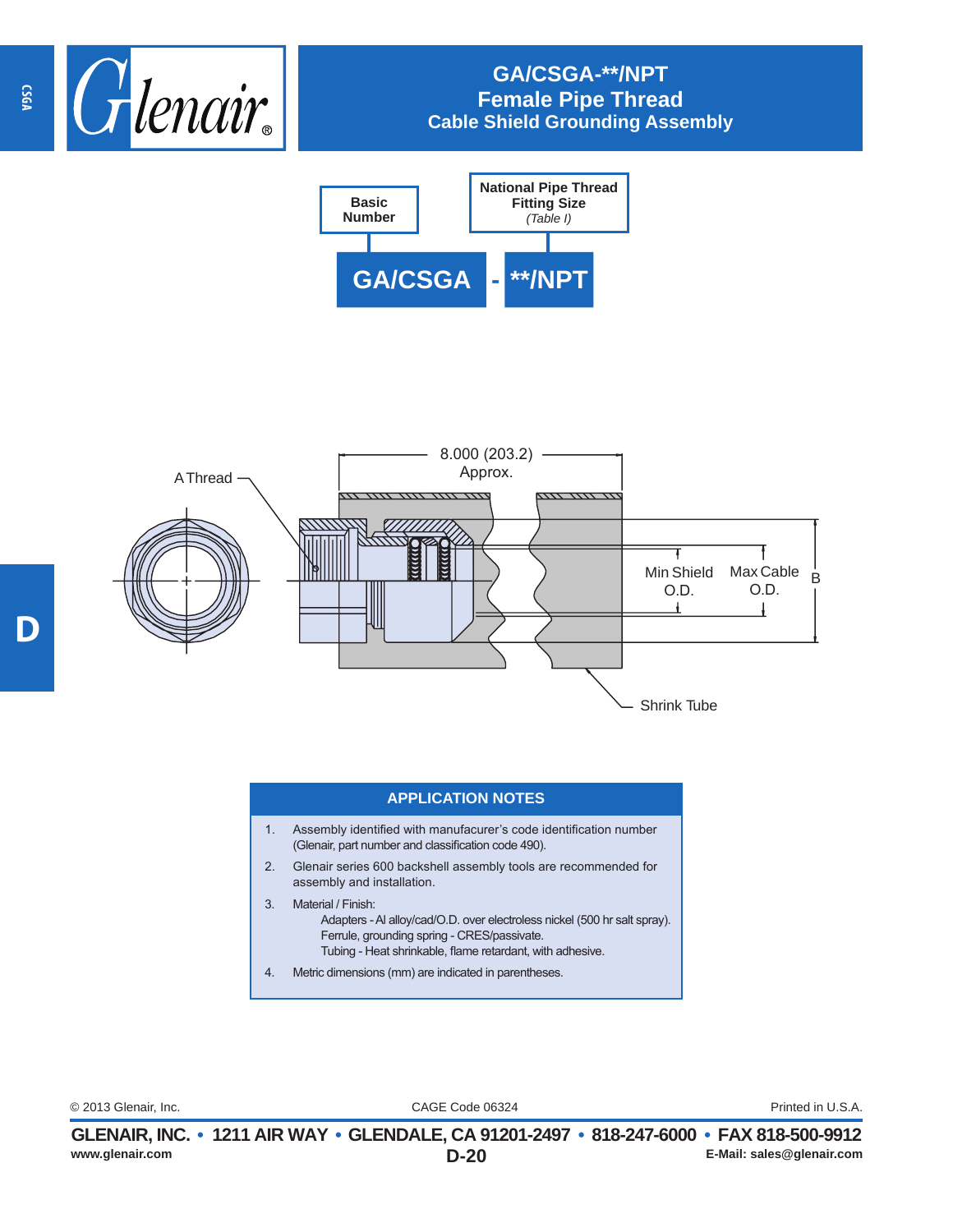# GA/CSGA-**/NPT
## Female Pipe Thread
## Cable Shield Grounding Assembly

Basic Number — National Pipe Thread Fitting Size *(Table I)*

**GA/CSGA - **/NPT**

A Thread

8.000 (203.2) Approx.

Min Shield O.D.

Max Cable O.D.

B

Shrink Tube

### APPLICATION NOTES

1. Assembly identified with manufacurer's code identification number (Glenair, part number and classification code 490).
2. Glenair series 600 backshell assembly tools are recommended for assembly and installation.
3. Material / Finish:
   Adapters - Al alloy/cad/O.D. over electroless nickel (500 hr salt spray).
   Ferrule, grounding spring - CRES/passivate.
   Tubing - Heat shrinkable, flame retardant, with adhesive.
4. Metric dimensions (mm) are indicated in parentheses.

© 2013 Glenair, Inc. CAGE Code 06324 Printed in U.S.A.

**GLENAIR, INC. • 1211 AIR WAY • GLENDALE, CA 91201-2497 • 818-247-6000 • FAX 818-500-9912**
www.glenair.com E-Mail: sales@glenair.com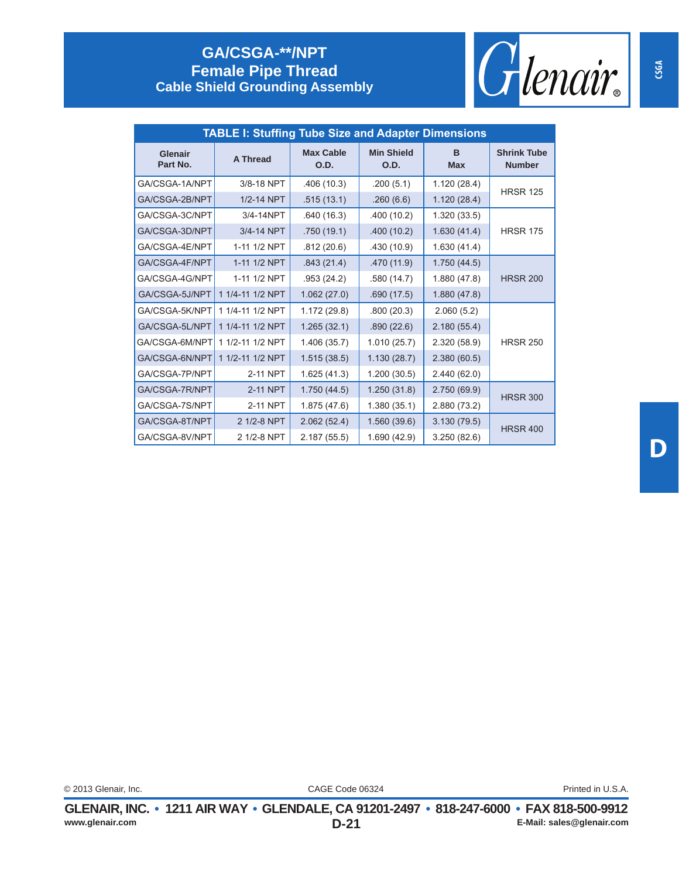# GA/CSGA-**/NPT
## Female Pipe Thread
### Cable Shield Grounding Assembly

| TABLE I: Stuffing Tube Size and Adapter Dimensions | | | | | |
|---|---|---|---|---|---|
| Glenair Part No. | A Thread | Max Cable O.D. | Min Shield O.D. | B Max | Shrink Tube Number |
| GA/CSGA-1A/NPT | 3/8-18 NPT | .406 (10.3) | .200 (5.1) | 1.120 (28.4) | HRSR 125 |
| GA/CSGA-2B/NPT | 1/2-14 NPT | .515 (13.1) | .260 (6.6) | 1.120 (28.4) | |
| GA/CSGA-3C/NPT | 3/4-14NPT | .640 (16.3) | .400 (10.2) | 1.320 (33.5) | HRSR 175 |
| GA/CSGA-3D/NPT | 3/4-14 NPT | .750 (19.1) | .400 (10.2) | 1.630 (41.4) | |
| GA/CSGA-4E/NPT | 1-11 1/2 NPT | .812 (20.6) | .430 (10.9) | 1.630 (41.4) | |
| GA/CSGA-4F/NPT | 1-11 1/2 NPT | .843 (21.4) | .470 (11.9) | 1.750 (44.5) | HRSR 200 |
| GA/CSGA-4G/NPT | 1-11 1/2 NPT | .953 (24.2) | .580 (14.7) | 1.880 (47.8) | |
| GA/CSGA-5J/NPT | 1 1/4-11 1/2 NPT | 1.062 (27.0) | .690 (17.5) | 1.880 (47.8) | |
| GA/CSGA-5K/NPT | 1 1/4-11 1/2 NPT | 1.172 (29.8) | .800 (20.3) | 2.060 (5.2) | HRSR 250 |
| GA/CSGA-5L/NPT | 1 1/4-11 1/2 NPT | 1.265 (32.1) | .890 (22.6) | 2.180 (55.4) | |
| GA/CSGA-6M/NPT | 1 1/2-11 1/2 NPT | 1.406 (35.7) | 1.010 (25.7) | 2.320 (58.9) | |
| GA/CSGA-6N/NPT | 1 1/2-11 1/2 NPT | 1.515 (38.5) | 1.130 (28.7) | 2.380 (60.5) | |
| GA/CSGA-7P/NPT | 2-11 NPT | 1.625 (41.3) | 1.200 (30.5) | 2.440 (62.0) | |
| GA/CSGA-7R/NPT | 2-11 NPT | 1.750 (44.5) | 1.250 (31.8) | 2.750 (69.9) | HRSR 300 |
| GA/CSGA-7S/NPT | 2-11 NPT | 1.875 (47.6) | 1.380 (35.1) | 2.880 (73.2) | |
| GA/CSGA-8T/NPT | 2 1/2-8 NPT | 2.062 (52.4) | 1.560 (39.6) | 3.130 (79.5) | HRSR 400 |
| GA/CSGA-8V/NPT | 2 1/2-8 NPT | 2.187 (55.5) | 1.690 (42.9) | 3.250 (82.6) | |